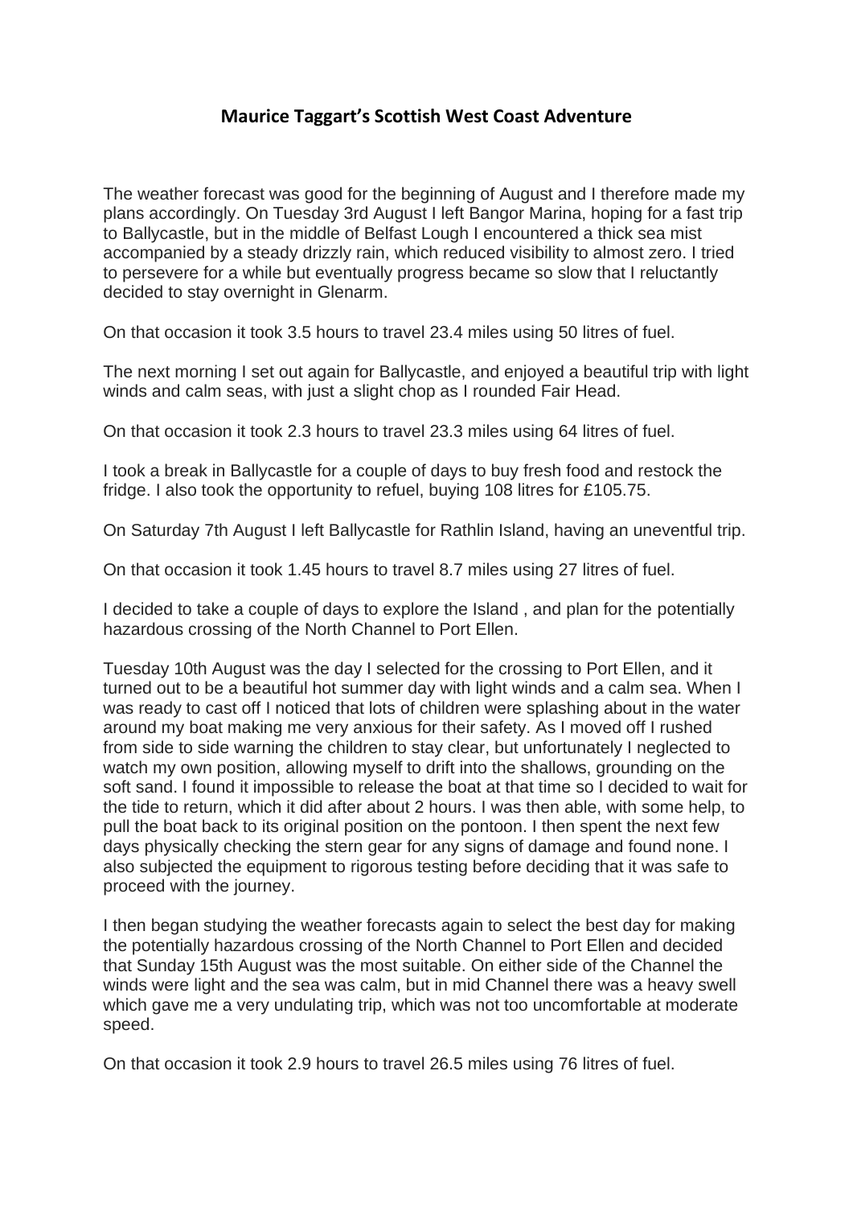# Maurice Taggart's Scottish West Coast Adventure

The weather forecast was good for the beginning of August and I therefore made my plans accordingly. On Tuesday 3rd August I left Bangor Marina, hoping for a fast trip to Ballycastle, but in the middle of Belfast Lough I encountered a thick sea mist accompanied by a steady drizzly rain, which reduced visibility to almost zero. I tried to persevere for a while but eventually progress became so slow that I reluctantly decided to stay overnight in Glenarm.

On that occasion it took 3.5 hours to travel 23.4 miles using 50 litres of fuel.

The next morning I set out again for Ballycastle, and enjoyed a beautiful trip with light winds and calm seas, with just a slight chop as I rounded Fair Head.

On that occasion it took 2.3 hours to travel 23.3 miles using 64 litres of fuel.

I took a break in Ballycastle for a couple of days to buy fresh food and restock the fridge. I also took the opportunity to refuel, buying 108 litres for £105.75.

On Saturday 7th August I left Ballycastle for Rathlin Island, having an uneventful trip.

On that occasion it took 1.45 hours to travel 8.7 miles using 27 litres of fuel.

I decided to take a couple of days to explore the Island , and plan for the potentially hazardous crossing of the North Channel to Port Ellen.

Tuesday 10th August was the day I selected for the crossing to Port Ellen, and it turned out to be a beautiful hot summer day with light winds and a calm sea. When I was ready to cast off I noticed that lots of children were splashing about in the water around my boat making me very anxious for their safety. As I moved off I rushed from side to side warning the children to stay clear, but unfortunately I neglected to watch my own position, allowing myself to drift into the shallows, grounding on the soft sand. I found it impossible to release the boat at that time so I decided to wait for the tide to return, which it did after about 2 hours. I was then able, with some help, to pull the boat back to its original position on the pontoon. I then spent the next few days physically checking the stern gear for any signs of damage and found none. I also subjected the equipment to rigorous testing before deciding that it was safe to proceed with the journey.

I then began studying the weather forecasts again to select the best day for making the potentially hazardous crossing of the North Channel to Port Ellen and decided that Sunday 15th August was the most suitable. On either side of the Channel the winds were light and the sea was calm, but in mid Channel there was a heavy swell which gave me a very undulating trip, which was not too uncomfortable at moderate speed.

On that occasion it took 2.9 hours to travel 26.5 miles using 76 litres of fuel.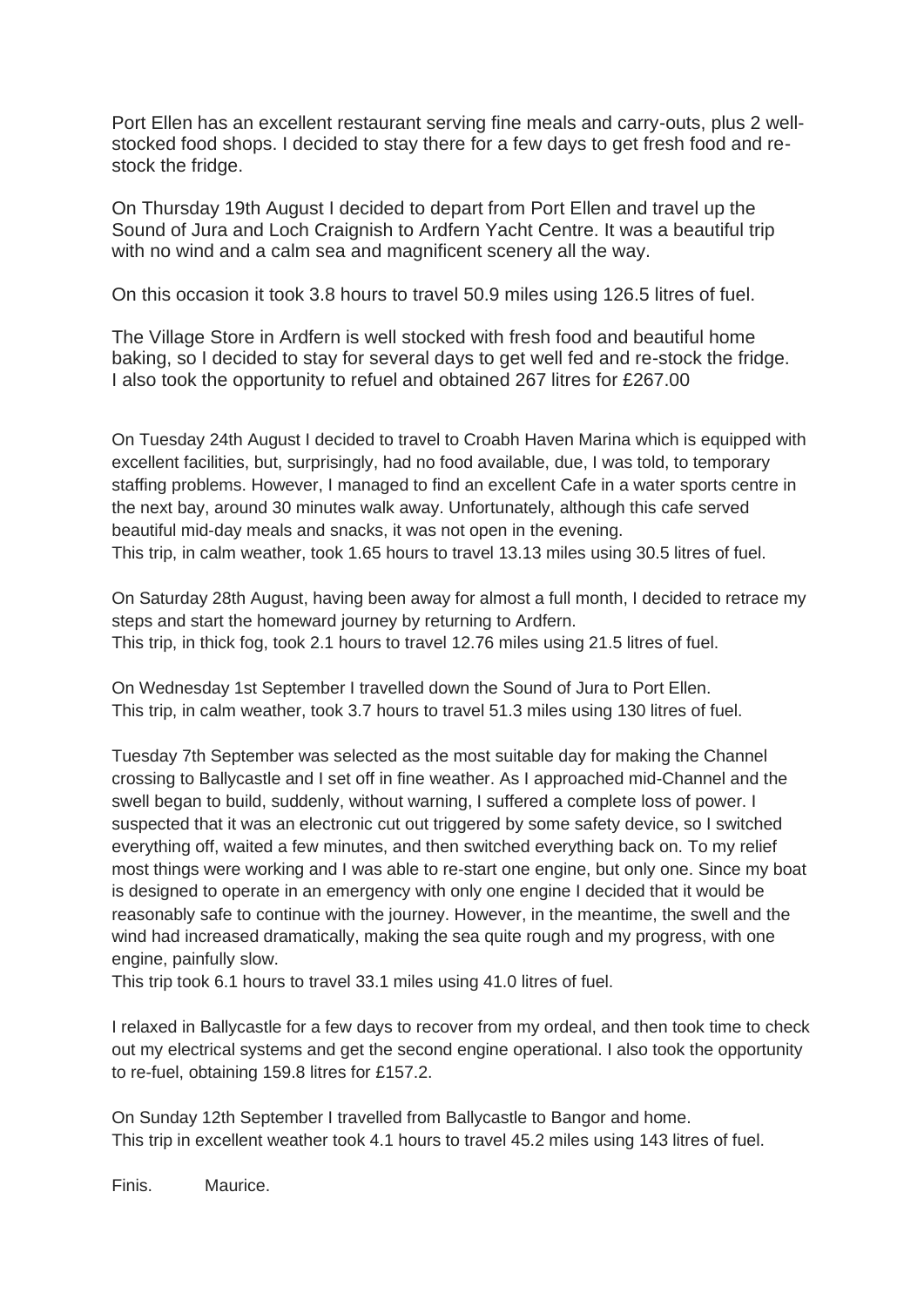Port Ellen has an excellent restaurant serving fine meals and carry-outs, plus 2 well-stocked food shops. I decided to stay there for a few days to get fresh food and re-stock the fridge.

On Thursday 19th August I decided to depart from Port Ellen and travel up the Sound of Jura and Loch Craignish to Ardfern Yacht Centre. It was a beautiful trip with no wind and a calm sea and magnificent scenery all the way.

On this occasion it took 3.8 hours to travel 50.9 miles using 126.5 litres of fuel.

The Village Store in Ardfern is well stocked with fresh food and beautiful home baking, so I decided to stay for several days to get well fed and re-stock the fridge. I also took the opportunity to refuel and obtained 267 litres for £267.00

On Tuesday 24th August I decided to travel to Croabh Haven Marina which is equipped with excellent facilities, but, surprisingly, had no food available, due, I was told, to temporary staffing problems. However, I managed to find an excellent Cafe in a water sports centre in the next bay, around 30 minutes walk away. Unfortunately, although this cafe served beautiful mid-day meals and snacks, it was not open in the evening.
This trip, in calm weather, took 1.65 hours to travel 13.13 miles using 30.5 litres of fuel.

On Saturday 28th August, having been away for almost a full month, I decided to retrace my steps and start the homeward journey by returning to Ardfern.
This trip, in thick fog, took 2.1 hours to travel 12.76 miles using 21.5 litres of fuel.

On Wednesday 1st September I travelled down the Sound of Jura to Port Ellen.
This trip, in calm weather, took 3.7 hours to travel 51.3 miles using 130 litres of fuel.

Tuesday 7th September was selected as the most suitable day for making the Channel crossing to Ballycastle and I set off in fine weather. As I approached mid-Channel and the swell began to build, suddenly, without warning, I suffered a complete loss of power. I suspected that it was an electronic cut out triggered by some safety device, so I switched everything off, waited a few minutes, and then switched everything back on. To my relief most things were working and I was able to re-start one engine, but only one. Since my boat is designed to operate in an emergency with only one engine I decided that it would be reasonably safe to continue with the journey. However, in the meantime, the swell and the wind had increased dramatically, making the sea quite rough and my progress, with one engine, painfully slow.
This trip took 6.1 hours to travel 33.1 miles using 41.0 litres of fuel.

I relaxed in Ballycastle for a few days to recover from my ordeal, and then took time to check out my electrical systems and get the second engine operational. I also took the opportunity to re-fuel, obtaining 159.8 litres for £157.2.

On Sunday 12th September I travelled from Ballycastle to Bangor and home.
This trip in excellent weather took 4.1 hours to travel 45.2 miles using 143 litres of fuel.

Finis. Maurice.